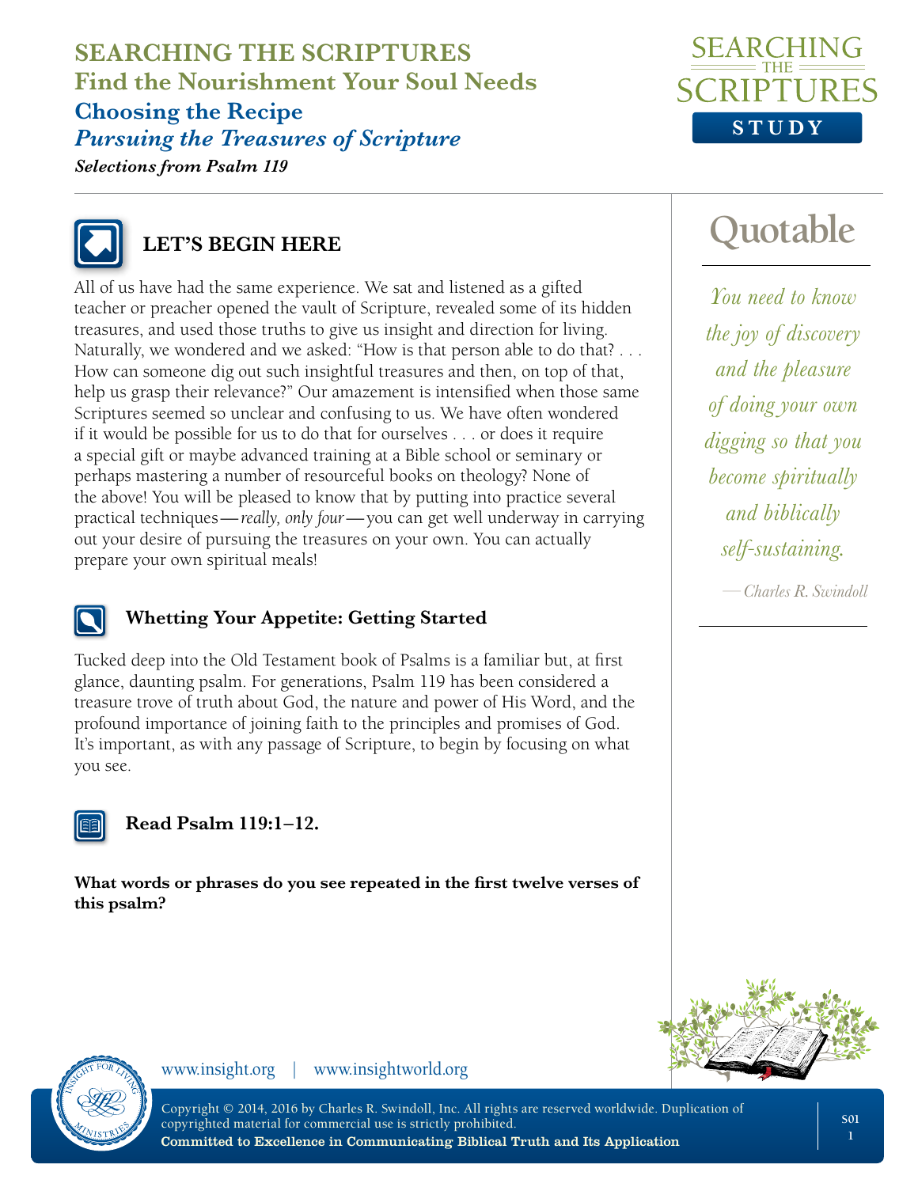# SEARCHING THE SCRIPTURES

## Find the Nourishment Your Soul Needs

### Choosing the Recipe

### *Pursuing the Treasures of Scripture*

***Selections from Psalm 119***

SEARCHING THE SCRIPTURES STUDY

## LET'S BEGIN HERE

All of us have had the same experience. We sat and listened as a gifted teacher or preacher opened the vault of Scripture, revealed some of its hidden treasures, and used those truths to give us insight and direction for living. Naturally, we wondered and we asked: "How is that person able to do that? . . . How can someone dig out such insightful treasures and then, on top of that, help us grasp their relevance?" Our amazement is intensified when those same Scriptures seemed so unclear and confusing to us. We have often wondered if it would be possible for us to do that for ourselves . . . or does it require a special gift or maybe advanced training at a Bible school or seminary or perhaps mastering a number of resourceful books on theology? None of the above! You will be pleased to know that by putting into practice several practical techniques—*really, only four*—you can get well underway in carrying out your desire of pursuing the treasures on your own. You can actually prepare your own spiritual meals!

## Quotable

*You need to know the joy of discovery and the pleasure of doing your own digging so that you become spiritually and biblically self-sustaining.*

—Charles R. Swindoll

## Whetting Your Appetite: Getting Started

Tucked deep into the Old Testament book of Psalms is a familiar but, at first glance, daunting psalm. For generations, Psalm 119 has been considered a treasure trove of truth about God, the nature and power of His Word, and the profound importance of joining faith to the principles and promises of God. It's important, as with any passage of Scripture, to begin by focusing on what you see.

## Read Psalm 119:1–12.

**What words or phrases do you see repeated in the first twelve verses of this psalm?**

www.insight.org | www.insightworld.org

Copyright © 2014, 2016 by Charles R. Swindoll, Inc. All rights are reserved worldwide. Duplication of copyrighted material for commercial use is strictly prohibited.
**Committed to Excellence in Communicating Biblical Truth and Its Application**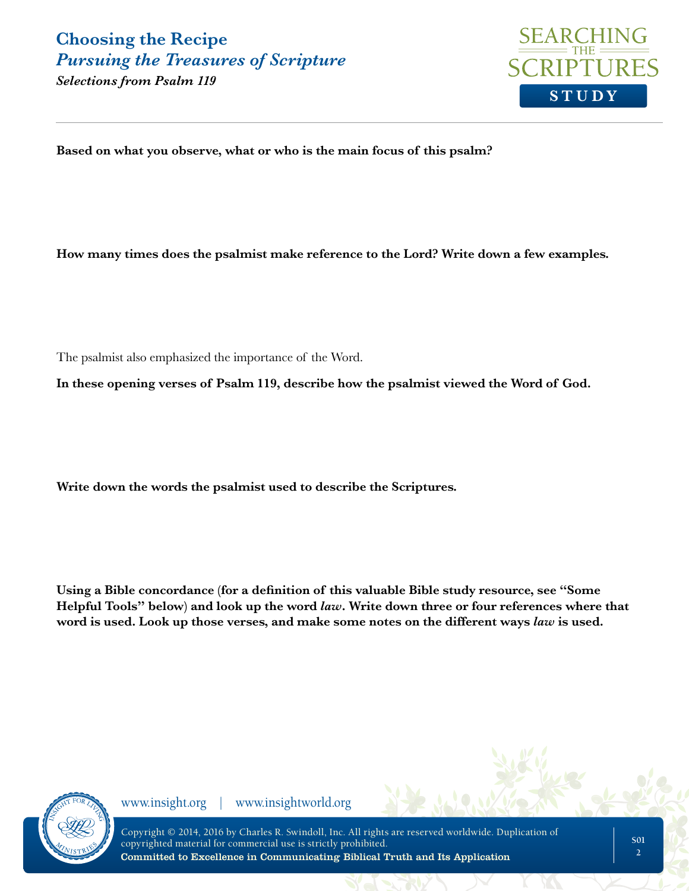**Based on what you observe, what or who is the main focus of this psalm?**

**How many times does the psalmist make reference to the Lord? Write down a few examples.**

The psalmist also emphasized the importance of the Word.

**In these opening verses of Psalm 119, describe how the psalmist viewed the Word of God.**

**Write down the words the psalmist used to describe the Scriptures.**

**Using a Bible concordance (for a definition of this valuable Bible study resource, see "Some Helpful Tools" below) and look up the word *law*. Write down three or four references where that word is used. Look up those verses, and make some notes on the different ways *law* is used.**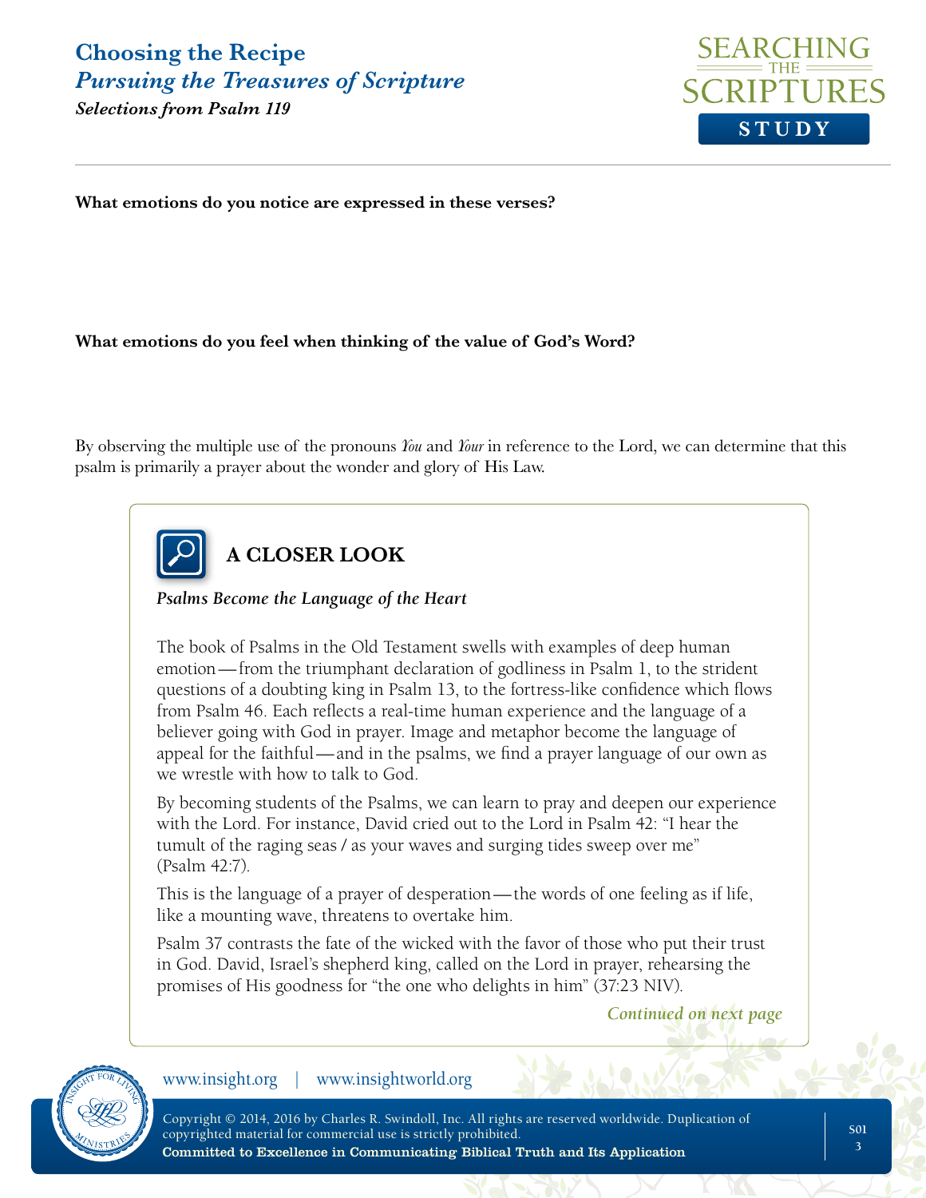**What emotions do you notice are expressed in these verses?**

**What emotions do you feel when thinking of the value of God's Word?**

By observing the multiple use of the pronouns *You* and *Your* in reference to the Lord, we can determine that this psalm is primarily a prayer about the wonder and glory of His Law.

## A CLOSER LOOK

***Psalms Become the Language of the Heart***

The book of Psalms in the Old Testament swells with examples of deep human emotion—from the triumphant declaration of godliness in Psalm 1, to the strident questions of a doubting king in Psalm 13, to the fortress-like confidence which flows from Psalm 46. Each reflects a real-time human experience and the language of a believer going with God in prayer. Image and metaphor become the language of appeal for the faithful—and in the psalms, we find a prayer language of our own as we wrestle with how to talk to God.

By becoming students of the Psalms, we can learn to pray and deepen our experience with the Lord. For instance, David cried out to the Lord in Psalm 42: "I hear the tumult of the raging seas / as your waves and surging tides sweep over me" (Psalm 42:7).

This is the language of a prayer of desperation—the words of one feeling as if life, like a mounting wave, threatens to overtake him.

Psalm 37 contrasts the fate of the wicked with the favor of those who put their trust in God. David, Israel's shepherd king, called on the Lord in prayer, rehearsing the promises of His goodness for "the one who delights in him" (37:23 NIV).

*Continued on next page*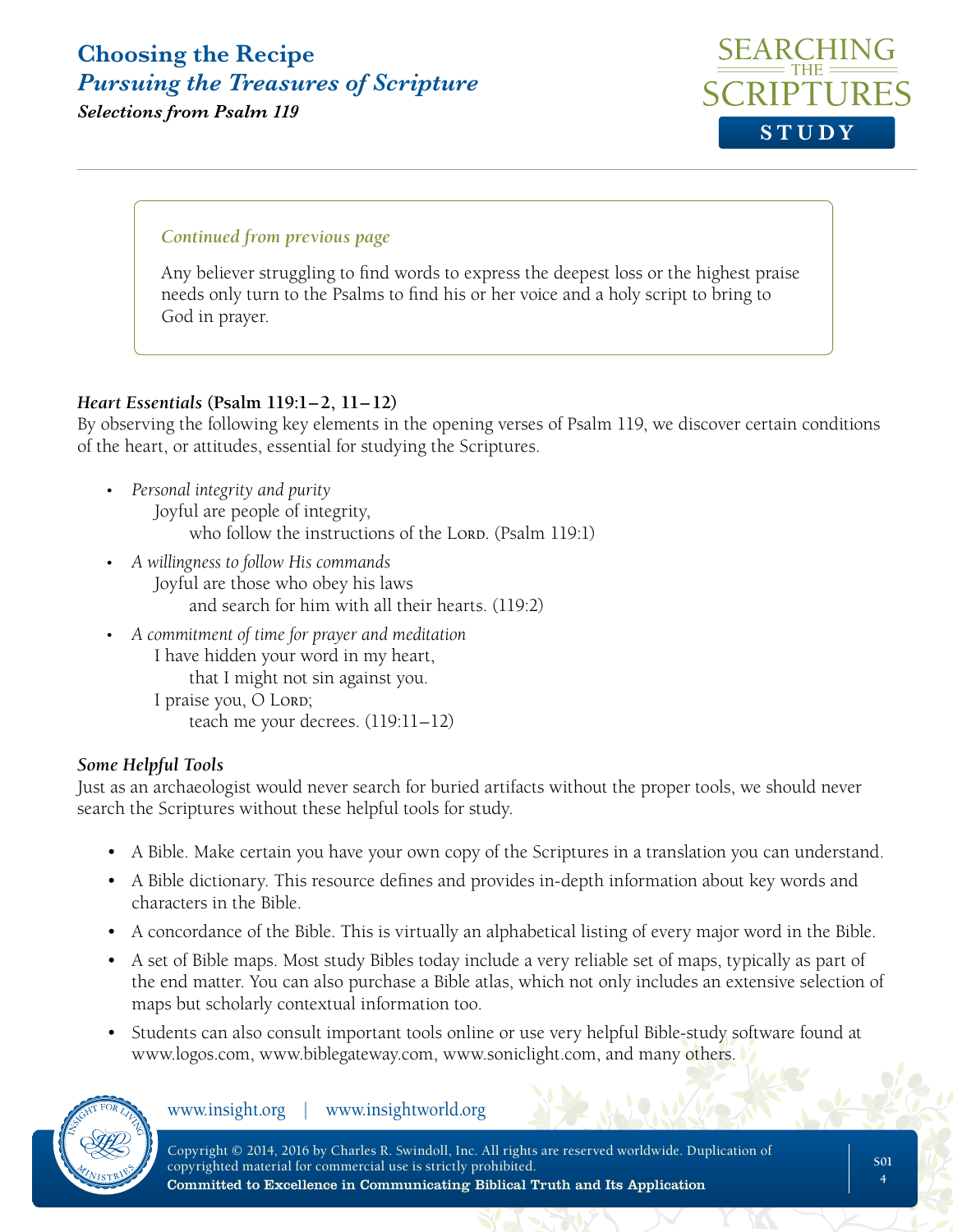*Continued from previous page*

Any believer struggling to find words to express the deepest loss or the highest praise needs only turn to the Psalms to find his or her voice and a holy script to bring to God in prayer.

***Heart Essentials*** **(Psalm 119:1–2, 11–12)**

By observing the following key elements in the opening verses of Psalm 119, we discover certain conditions of the heart, or attitudes, essential for studying the Scriptures.

- *Personal integrity and purity*

  Joyful are people of integrity,
  
  who follow the instructions of the Lord. (Psalm 119:1)

- *A willingness to follow His commands*

  Joyful are those who obey his laws
  
  and search for him with all their hearts. (119:2)

- *A commitment of time for prayer and meditation*

  I have hidden your word in my heart,
  
  that I might not sin against you.
  
  I praise you, O Lord;
  
  teach me your decrees. (119:11–12)

***Some Helpful Tools***

Just as an archaeologist would never search for buried artifacts without the proper tools, we should never search the Scriptures without these helpful tools for study.

- A Bible. Make certain you have your own copy of the Scriptures in a translation you can understand.
- A Bible dictionary. This resource defines and provides in-depth information about key words and characters in the Bible.
- A concordance of the Bible. This is virtually an alphabetical listing of every major word in the Bible.
- A set of Bible maps. Most study Bibles today include a very reliable set of maps, typically as part of the end matter. You can also purchase a Bible atlas, which not only includes an extensive selection of maps but scholarly contextual information too.
- Students can also consult important tools online or use very helpful Bible-study software found at www.logos.com, www.biblegateway.com, www.soniclight.com, and many others.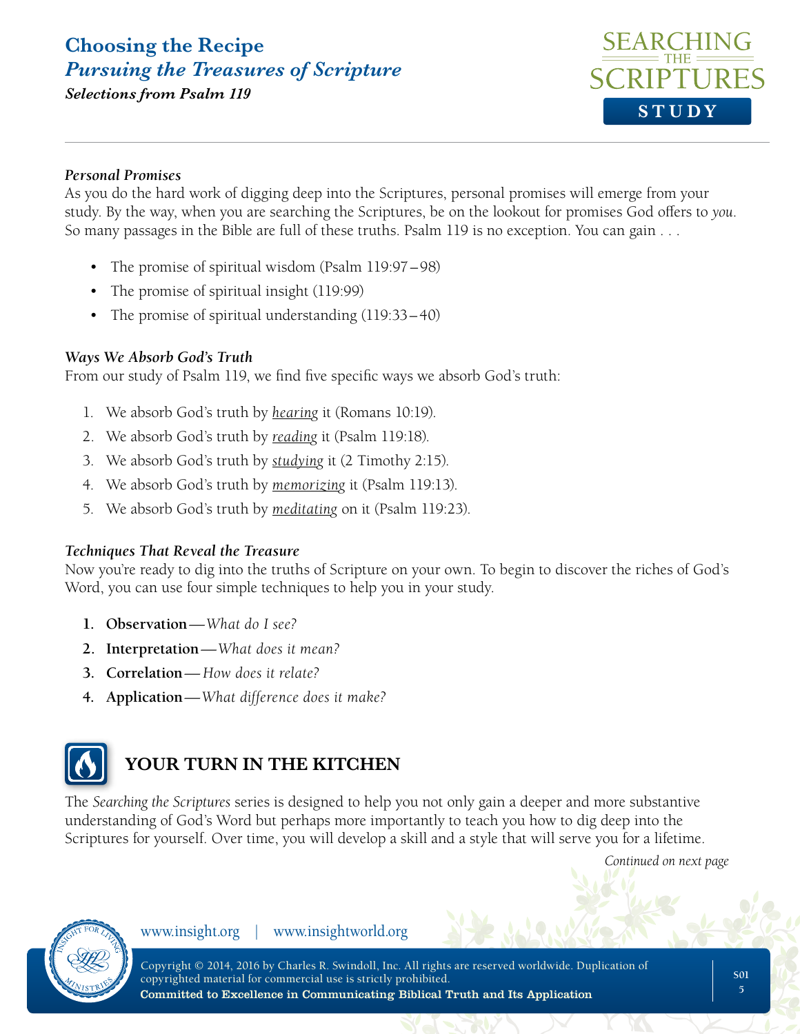### *Personal Promises*

As you do the hard work of digging deep into the Scriptures, personal promises will emerge from your study. By the way, when you are searching the Scriptures, be on the lookout for promises God offers to *you*. So many passages in the Bible are full of these truths. Psalm 119 is no exception. You can gain . . .

- The promise of spiritual wisdom (Psalm 119:97–98)
- The promise of spiritual insight (119:99)
- The promise of spiritual understanding (119:33–40)

### *Ways We Absorb God's Truth*

From our study of Psalm 119, we find five specific ways we absorb God's truth:

1. We absorb God's truth by <u>*hearing*</u> it (Romans 10:19).
2. We absorb God's truth by <u>*reading*</u> it (Psalm 119:18).
3. We absorb God's truth by <u>*studying*</u> it (2 Timothy 2:15).
4. We absorb God's truth by <u>*memorizing*</u> it (Psalm 119:13).
5. We absorb God's truth by <u>*meditating*</u> on it (Psalm 119:23).

### *Techniques That Reveal the Treasure*

Now you're ready to dig into the truths of Scripture on your own. To begin to discover the riches of God's Word, you can use four simple techniques to help you in your study.

1. **Observation**—*What do I see?*
2. **Interpretation**—*What does it mean?*
3. **Correlation**—*How does it relate?*
4. **Application**—*What difference does it make?*

## YOUR TURN IN THE KITCHEN

The *Searching the Scriptures* series is designed to help you not only gain a deeper and more substantive understanding of God's Word but perhaps more importantly to teach you how to dig deep into the Scriptures for yourself. Over time, you will develop a skill and a style that will serve you for a lifetime.

*Continued on next page*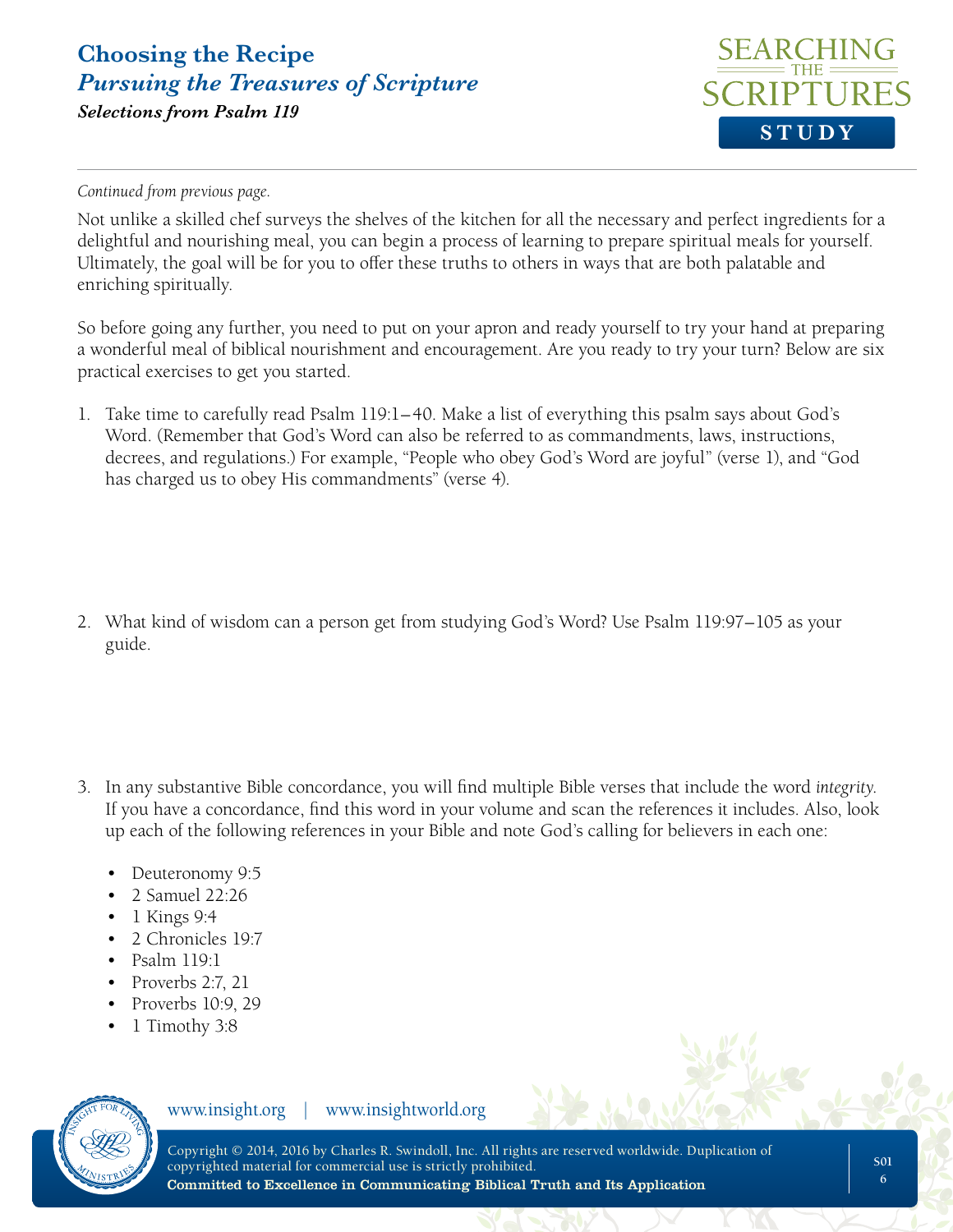*Continued from previous page.*

Not unlike a skilled chef surveys the shelves of the kitchen for all the necessary and perfect ingredients for a delightful and nourishing meal, you can begin a process of learning to prepare spiritual meals for yourself. Ultimately, the goal will be for you to offer these truths to others in ways that are both palatable and enriching spiritually.

So before going any further, you need to put on your apron and ready yourself to try your hand at preparing a wonderful meal of biblical nourishment and encouragement. Are you ready to try your turn? Below are six practical exercises to get you started.

1. Take time to carefully read Psalm 119:1–40. Make a list of everything this psalm says about God's Word. (Remember that God's Word can also be referred to as commandments, laws, instructions, decrees, and regulations.) For example, "People who obey God's Word are joyful" (verse 1), and "God has charged us to obey His commandments" (verse 4).

2. What kind of wisdom can a person get from studying God's Word? Use Psalm 119:97–105 as your guide.

3. In any substantive Bible concordance, you will find multiple Bible verses that include the word *integrity*. If you have a concordance, find this word in your volume and scan the references it includes. Also, look up each of the following references in your Bible and note God's calling for believers in each one:

   - Deuteronomy 9:5
   - 2 Samuel 22:26
   - 1 Kings 9:4
   - 2 Chronicles 19:7
   - Psalm 119:1
   - Proverbs 2:7, 21
   - Proverbs 10:9, 29
   - 1 Timothy 3:8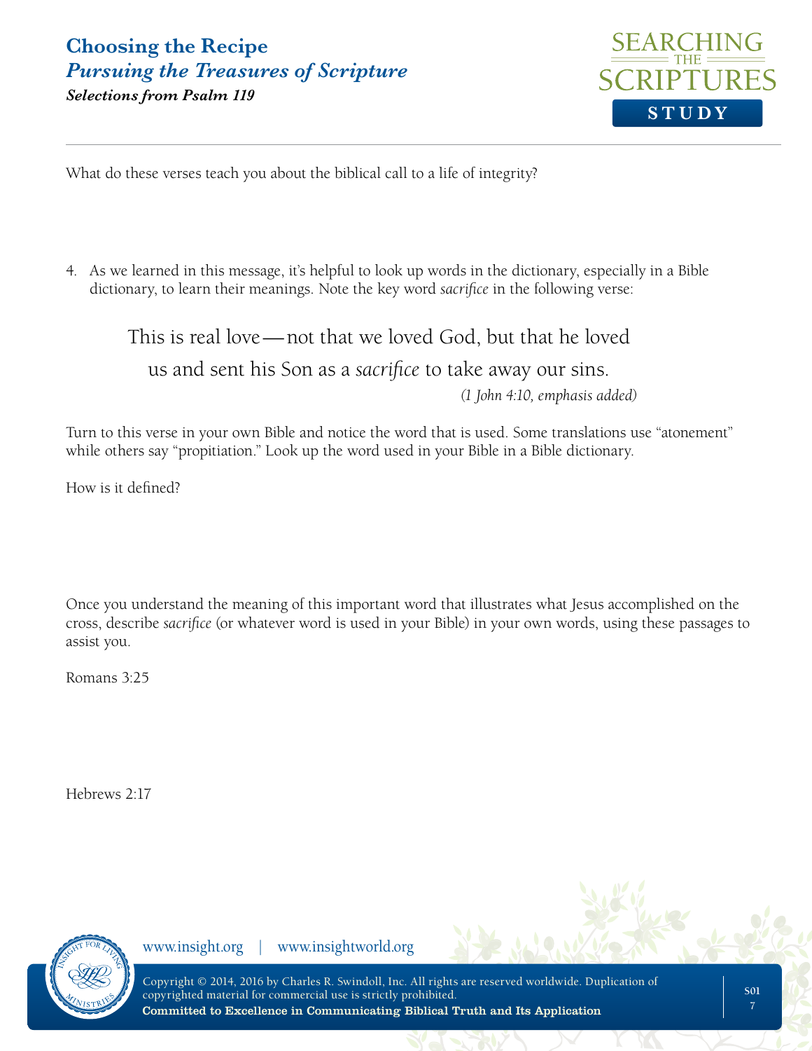What do these verses teach you about the biblical call to a life of integrity?

4. As we learned in this message, it's helpful to look up words in the dictionary, especially in a Bible dictionary, to learn their meanings. Note the key word *sacrifice* in the following verse:

> This is real love—not that we loved God, but that he loved us and sent his Son as a *sacrifice* to take away our sins.
>
> *(1 John 4:10, emphasis added)*

Turn to this verse in your own Bible and notice the word that is used. Some translations use "atonement" while others say "propitiation." Look up the word used in your Bible in a Bible dictionary.

How is it defined?

Once you understand the meaning of this important word that illustrates what Jesus accomplished on the cross, describe *sacrifice* (or whatever word is used in your Bible) in your own words, using these passages to assist you.

Romans 3:25

Hebrews 2:17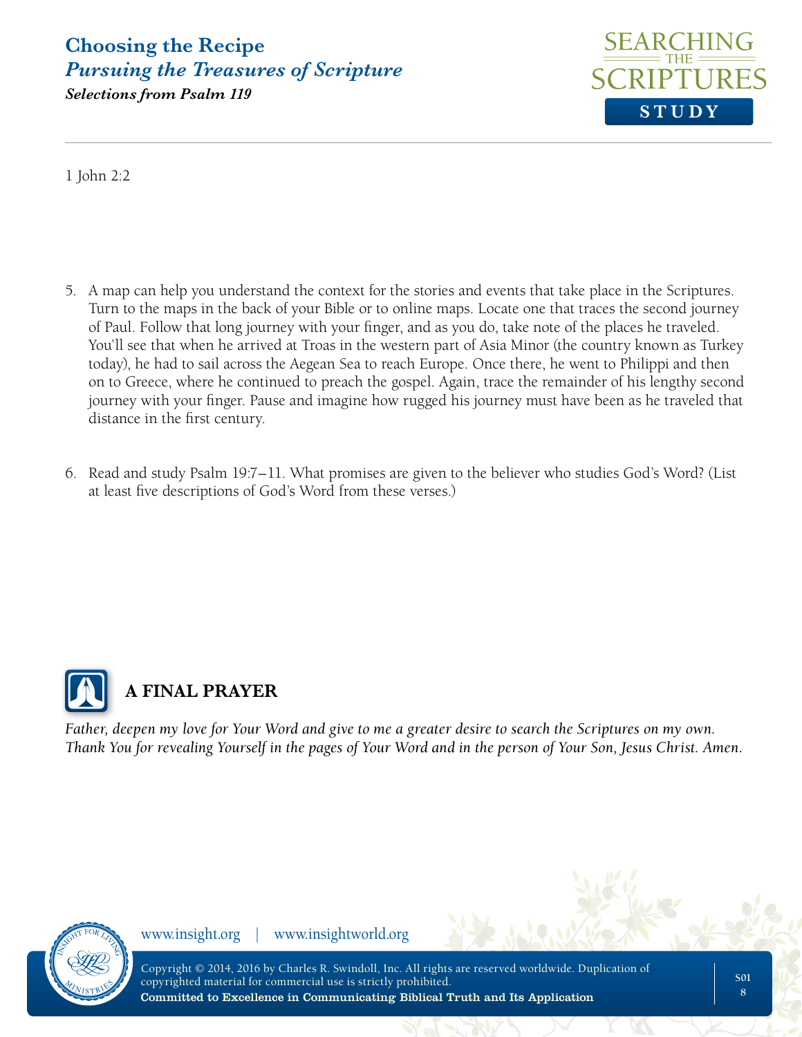1 John 2:2

5. A map can help you understand the context for the stories and events that take place in the Scriptures. Turn to the maps in the back of your Bible or to online maps. Locate one that traces the second journey of Paul. Follow that long journey with your finger, and as you do, take note of the places he traveled. You'll see that when he arrived at Troas in the western part of Asia Minor (the country known as Turkey today), he had to sail across the Aegean Sea to reach Europe. Once there, he went to Philippi and then on to Greece, where he continued to preach the gospel. Again, trace the remainder of his lengthy second journey with your finger. Pause and imagine how rugged his journey must have been as he traveled that distance in the first century.

6. Read and study Psalm 19:7–11. What promises are given to the believer who studies God's Word? (List at least five descriptions of God's Word from these verses.)

## A FINAL PRAYER

*Father, deepen my love for Your Word and give to me a greater desire to search the Scriptures on my own. Thank You for revealing Yourself in the pages of Your Word and in the person of Your Son, Jesus Christ. Amen.*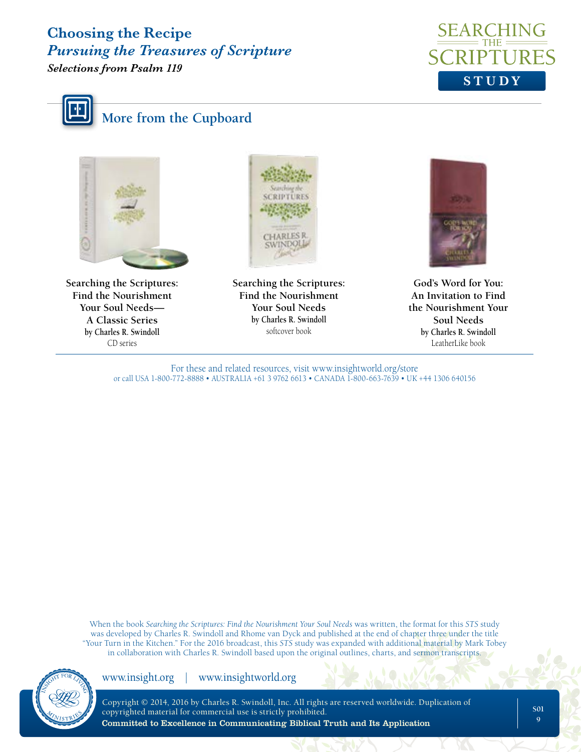## More from the Cupboard

**Searching the Scriptures: Find the Nourishment Your Soul Needs— A Classic Series**
by Charles R. Swindoll
CD series

**Searching the Scriptures: Find the Nourishment Your Soul Needs**
by Charles R. Swindoll
softcover book

**God's Word for You: An Invitation to Find the Nourishment Your Soul Needs**
by Charles R. Swindoll
LeatherLike book

For these and related resources, visit www.insightworld.org/store
or call USA 1-800-772-8888 • AUSTRALIA +61 3 9762 6613 • CANADA 1-800-663-7639 • UK +44 1306 640156

When the book *Searching the Scriptures: Find the Nourishment Your Soul Needs* was written, the format for this *STS* study was developed by Charles R. Swindoll and Rhome van Dyck and published at the end of chapter three under the title "Your Turn in the Kitchen." For the 2016 broadcast, this *STS* study was expanded with additional material by Mark Tobey in collaboration with Charles R. Swindoll based upon the original outlines, charts, and sermon transcripts.

www.insight.org | www.insightworld.org

Copyright © 2014, 2016 by Charles R. Swindoll, Inc. All rights are reserved worldwide. Duplication of copyrighted material for commercial use is strictly prohibited.
**Committed to Excellence in Communicating Biblical Truth and Its Application**